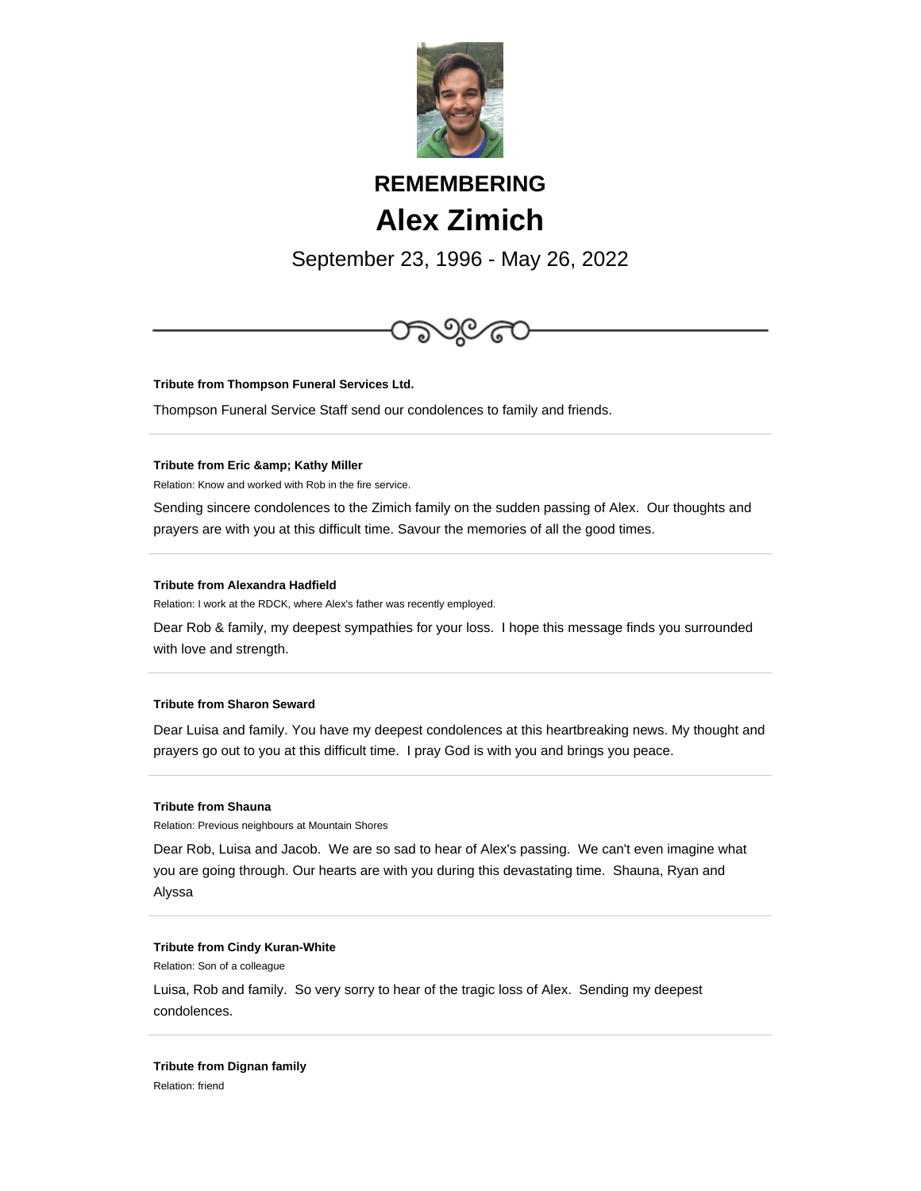# REMEMBERING

# Alex Zimich

September 23, 1996 - May 26, 2022

**Tribute from Thompson Funeral Services Ltd.**

Thompson Funeral Service Staff send our condolences to family and friends.

---

**Tribute from Eric &amp; Kathy Miller**

Relation: Know and worked with Rob in the fire service.

Sending sincere condolences to the Zimich family on the sudden passing of Alex. Our thoughts and prayers are with you at this difficult time. Savour the memories of all the good times.

---

**Tribute from Alexandra Hadfield**

Relation: I work at the RDCK, where Alex's father was recently employed.

Dear Rob & family, my deepest sympathies for your loss. I hope this message finds you surrounded with love and strength.

---

**Tribute from Sharon Seward**

Dear Luisa and family. You have my deepest condolences at this heartbreaking news. My thought and prayers go out to you at this difficult time. I pray God is with you and brings you peace.

---

**Tribute from Shauna**

Relation: Previous neighbours at Mountain Shores

Dear Rob, Luisa and Jacob. We are so sad to hear of Alex's passing. We can't even imagine what you are going through. Our hearts are with you during this devastating time. Shauna, Ryan and Alyssa

---

**Tribute from Cindy Kuran-White**

Relation: Son of a colleague

Luisa, Rob and family. So very sorry to hear of the tragic loss of Alex. Sending my deepest condolences.

---

**Tribute from Dignan family**

Relation: friend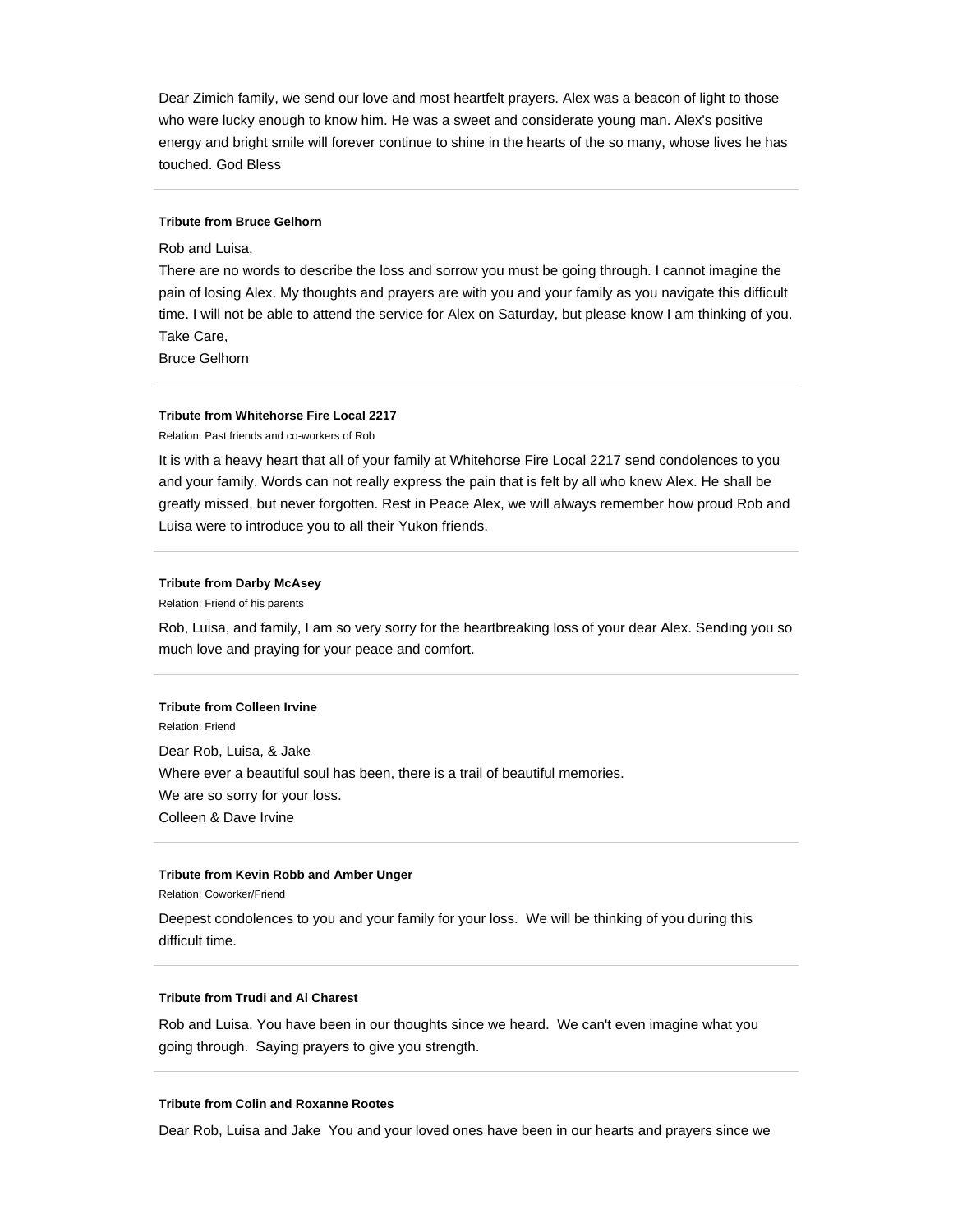Dear Zimich family, we send our love and most heartfelt prayers. Alex was a beacon of light to those who were lucky enough to know him. He was a sweet and considerate young man. Alex's positive energy and bright smile will forever continue to shine in the hearts of the so many, whose lives he has touched. God Bless

---

**Tribute from Bruce Gelhorn**

Rob and Luisa,
There are no words to describe the loss and sorrow you must be going through. I cannot imagine the pain of losing Alex. My thoughts and prayers are with you and your family as you navigate this difficult time. I will not be able to attend the service for Alex on Saturday, but please know I am thinking of you.
Take Care,
Bruce Gelhorn

---

**Tribute from Whitehorse Fire Local 2217**

Relation: Past friends and co-workers of Rob

It is with a heavy heart that all of your family at Whitehorse Fire Local 2217 send condolences to you and your family. Words can not really express the pain that is felt by all who knew Alex. He shall be greatly missed, but never forgotten. Rest in Peace Alex, we will always remember how proud Rob and Luisa were to introduce you to all their Yukon friends.

---

**Tribute from Darby McAsey**

Relation: Friend of his parents

Rob, Luisa, and family, I am so very sorry for the heartbreaking loss of your dear Alex. Sending you so much love and praying for your peace and comfort.

---

**Tribute from Colleen Irvine**

Relation: Friend

Dear Rob, Luisa, & Jake
Where ever a beautiful soul has been, there is a trail of beautiful memories.
We are so sorry for your loss.
Colleen & Dave Irvine

---

**Tribute from Kevin Robb and Amber Unger**

Relation: Coworker/Friend

Deepest condolences to you and your family for your loss. We will be thinking of you during this difficult time.

---

**Tribute from Trudi and Al Charest**

Rob and Luisa. You have been in our thoughts since we heard. We can't even imagine what you going through. Saying prayers to give you strength.

---

**Tribute from Colin and Roxanne Rootes**

Dear Rob, Luisa and Jake You and your loved ones have been in our hearts and prayers since we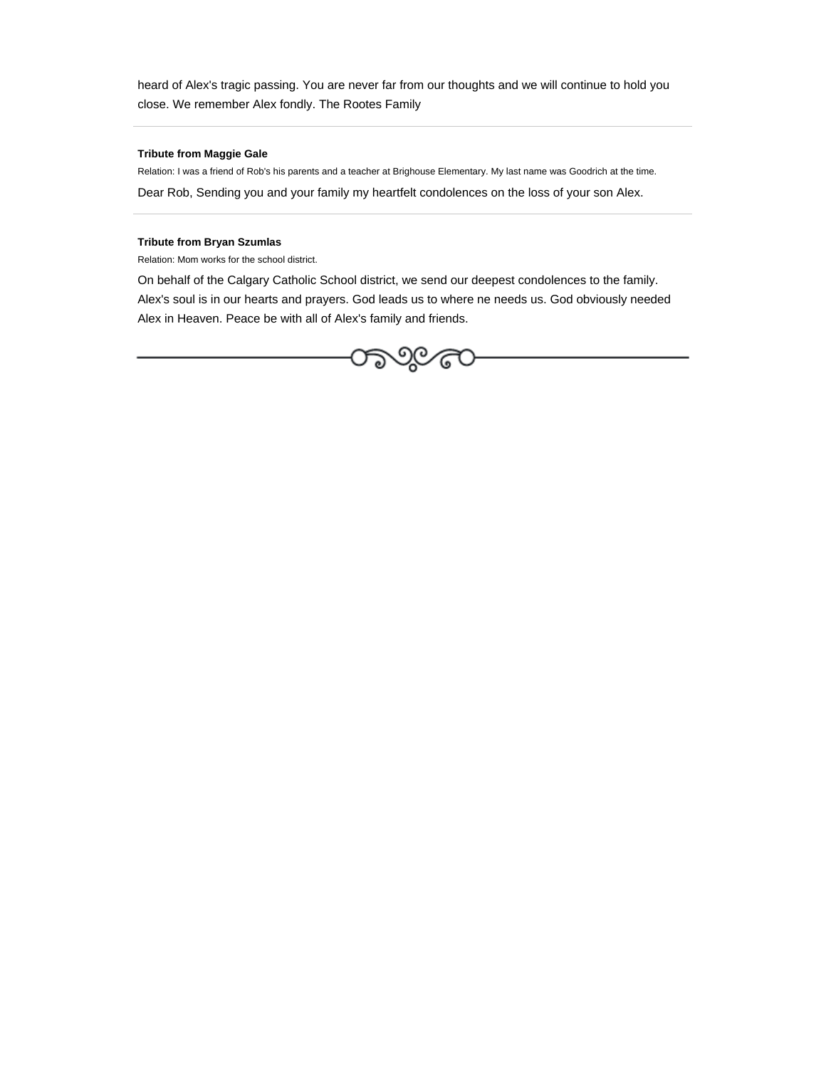heard of Alex's tragic passing. You are never far from our thoughts and we will continue to hold you close. We remember Alex fondly. The Rootes Family

---

**Tribute from Maggie Gale**

Relation: I was a friend of Rob's his parents and a teacher at Brighouse Elementary. My last name was Goodrich at the time.

Dear Rob, Sending you and your family my heartfelt condolences on the loss of your son Alex.

---

**Tribute from Bryan Szumlas**

Relation: Mom works for the school district.

On behalf of the Calgary Catholic School district, we send our deepest condolences to the family. Alex's soul is in our hearts and prayers. God leads us to where ne needs us. God obviously needed Alex in Heaven. Peace be with all of Alex's family and friends.